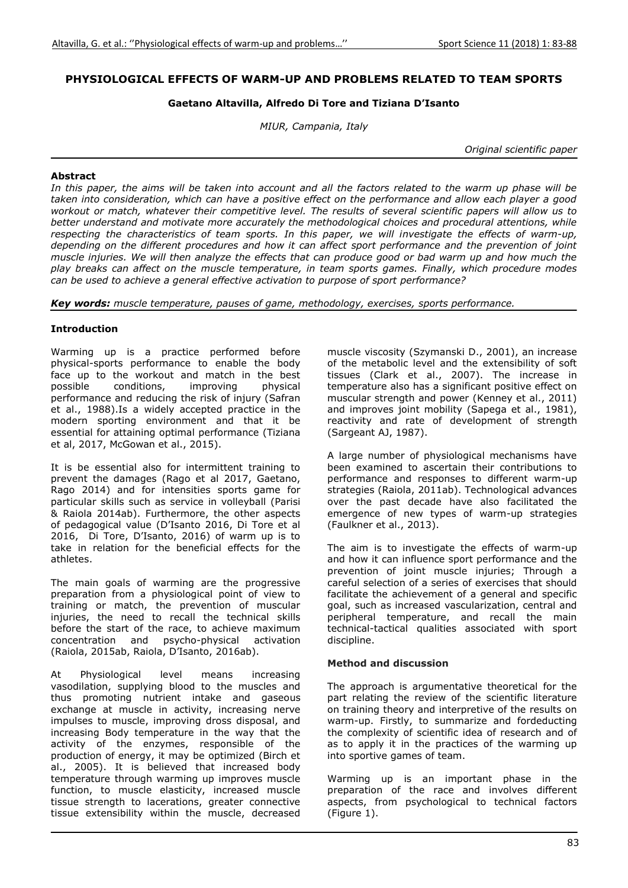# PHYSIOLOGICAL EFFECTS OF WARM-UP AND PROBLEMS RELATED TO TEAM SPORTS

**Gaetano Altavilla, Alfredo Di Tore and Tiziana D'Isanto**

*MIUR, Campania, Italy*

*Original scientific paper*

## Abstract

*In this paper, the aims will be taken into account and all the factors related to the warm up phase will be taken into consideration, which can have a positive effect on the performance and allow each player a good workout or match, whatever their competitive level. The results of several scientific papers will allow us to better understand and motivate more accurately the methodological choices and procedural attentions, while respecting the characteristics of team sports. In this paper, we will investigate the effects of warm-up, depending on the different procedures and how it can affect sport performance and the prevention of joint muscle injuries. We will then analyze the effects that can produce good or bad warm up and how much the play breaks can affect on the muscle temperature, in team sports games. Finally, which procedure modes can be used to achieve a general effective activation to purpose of sport performance?*

***Key words:*** *muscle temperature, pauses of game, methodology, exercises, sports performance.*

## Introduction

Warming up is a practice performed before physical-sports performance to enable the body face up to the workout and match in the best possible conditions, improving physical performance and reducing the risk of injury (Safran et al., 1988).Is a widely accepted practice in the modern sporting environment and that it be essential for attaining optimal performance (Tiziana et al, 2017, McGowan et al., 2015).

It is be essential also for intermittent training to prevent the damages (Rago et al 2017, Gaetano, Rago 2014) and for intensities sports game for particular skills such as service in volleyball (Parisi & Raiola 2014ab). Furthermore, the other aspects of pedagogical value (D'Isanto 2016, Di Tore et al 2016, Di Tore, D'Isanto, 2016) of warm up is to take in relation for the beneficial effects for the athletes.

The main goals of warming are the progressive preparation from a physiological point of view to training or match, the prevention of muscular injuries, the need to recall the technical skills before the start of the race, to achieve maximum concentration and psycho-physical activation (Raiola, 2015ab, Raiola, D'Isanto, 2016ab).

At Physiological level means increasing vasodilation, supplying blood to the muscles and thus promoting nutrient intake and gaseous exchange at muscle in activity, increasing nerve impulses to muscle, improving dross disposal, and increasing Body temperature in the way that the activity of the enzymes, responsible of the production of energy, it may be optimized (Birch et al., 2005). It is believed that increased body temperature through warming up improves muscle function, to muscle elasticity, increased muscle tissue strength to lacerations, greater connective tissue extensibility within the muscle, decreased muscle viscosity (Szymanski D., 2001), an increase of the metabolic level and the extensibility of soft tissues (Clark et al., 2007). The increase in temperature also has a significant positive effect on muscular strength and power (Kenney et al., 2011) and improves joint mobility (Sapega et al., 1981), reactivity and rate of development of strength (Sargeant AJ, 1987).

A large number of physiological mechanisms have been examined to ascertain their contributions to performance and responses to different warm-up strategies (Raiola, 2011ab). Technological advances over the past decade have also facilitated the emergence of new types of warm-up strategies (Faulkner et al., 2013).

The aim is to investigate the effects of warm-up and how it can influence sport performance and the prevention of joint muscle injuries; Through a careful selection of a series of exercises that should facilitate the achievement of a general and specific goal, such as increased vascularization, central and peripheral temperature, and recall the main technical-tactical qualities associated with sport discipline.

## Method and discussion

The approach is argumentative theoretical for the part relating the review of the scientific literature on training theory and interpretive of the results on warm-up. Firstly, to summarize and fordeducting the complexity of scientific idea of research and of as to apply it in the practices of the warming up into sportive games of team.

Warming up is an important phase in the preparation of the race and involves different aspects, from psychological to technical factors (Figure 1).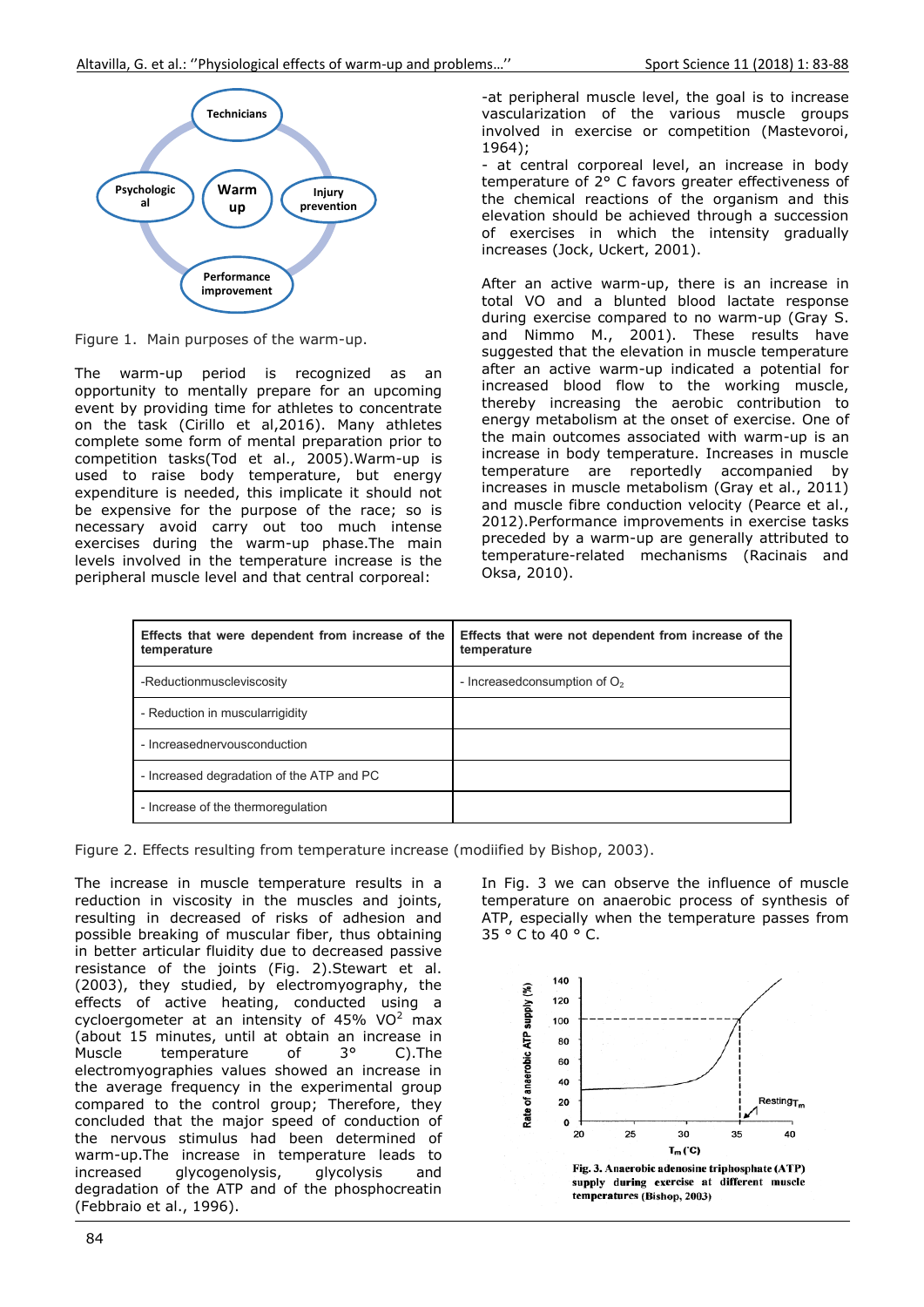Figure 1. Main purposes of the warm-up.

The warm-up period is recognized as an opportunity to mentally prepare for an upcoming event by providing time for athletes to concentrate on the task (Cirillo et al,2016). Many athletes complete some form of mental preparation prior to competition tasks(Tod et al., 2005).Warm-up is used to raise body temperature, but energy expenditure is needed, this implicate it should not be expensive for the purpose of the race; so is necessary avoid carry out too much intense exercises during the warm-up phase.The main levels involved in the temperature increase is the peripheral muscle level and that central corporeal:

-at peripheral muscle level, the goal is to increase vascularization of the various muscle groups involved in exercise or competition (Mastevoroi, 1964);

- at central corporeal level, an increase in body temperature of 2° C favors greater effectiveness of the chemical reactions of the organism and this elevation should be achieved through a succession of exercises in which the intensity gradually increases (Jock, Uckert, 2001).

After an active warm-up, there is an increase in total VO and a blunted blood lactate response during exercise compared to no warm-up (Gray S. and Nimmo M., 2001). These results have suggested that the elevation in muscle temperature after an active warm-up indicated a potential for increased blood flow to the working muscle, thereby increasing the aerobic contribution to energy metabolism at the onset of exercise. One of the main outcomes associated with warm-up is an increase in body temperature. Increases in muscle temperature are reportedly accompanied by increases in muscle metabolism (Gray et al., 2011) and muscle fibre conduction velocity (Pearce et al., 2012).Performance improvements in exercise tasks preceded by a warm-up are generally attributed to temperature-related mechanisms (Racinais and Oksa, 2010).

| Effects that were dependent from increase of the temperature | Effects that were not dependent from increase of the temperature |
|---|---|
| -Reductionmuscleviscosity | - Increasedconsumption of $O_2$ |
| - Reduction in muscularrigidity | |
| - Increasednervousconduction | |
| - Increased degradation of the ATP and PC | |
| - Increase of the thermoregulation | |

Figure 2. Effects resulting from temperature increase (modiified by Bishop, 2003).

The increase in muscle temperature results in a reduction in viscosity in the muscles and joints, resulting in decreased of risks of adhesion and possible breaking of muscular fiber, thus obtaining in better articular fluidity due to decreased passive resistance of the joints (Fig. 2).Stewart et al. (2003), they studied, by electromyography, the effects of active heating, conducted using a cycloergometer at an intensity of 45% $VO^2$ max (about 15 minutes, until at obtain an increase in Muscle temperature of 3° C).The electromyographies values showed an increase in the average frequency in the experimental group compared to the control group; Therefore, they concluded that the major speed of conduction of the nervous stimulus had been determined of warm-up.The increase in temperature leads to increased glycogenolysis, glycolysis and degradation of the ATP and of the phosphocreatin (Febbraio et al., 1996).

In Fig. 3 we can observe the influence of muscle temperature on anaerobic process of synthesis of ATP, especially when the temperature passes from 35 ° C to 40 ° C.

**Fig. 3. Anaerobic adenosine triphosphate (ATP) supply during exercise at different muscle temperatures (Bishop, 2003)**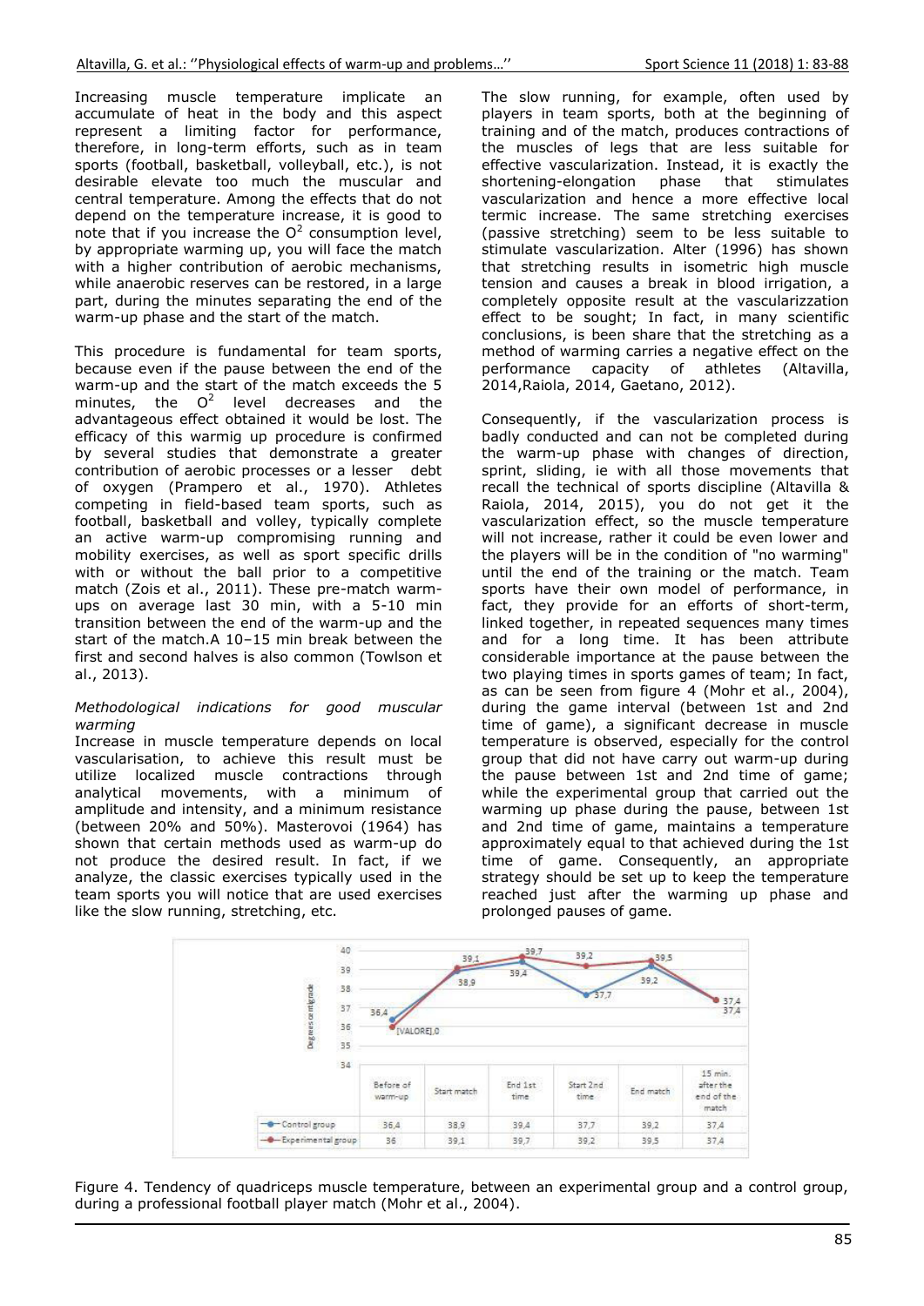Increasing muscle temperature implicate an accumulate of heat in the body and this aspect represent a limiting factor for performance, therefore, in long-term efforts, such as in team sports (football, basketball, volleyball, etc.), is not desirable elevate too much the muscular and central temperature. Among the effects that do not depend on the temperature increase, it is good to note that if you increase the $O^2$ consumption level, by appropriate warming up, you will face the match with a higher contribution of aerobic mechanisms, while anaerobic reserves can be restored, in a large part, during the minutes separating the end of the warm-up phase and the start of the match.

This procedure is fundamental for team sports, because even if the pause between the end of the warm-up and the start of the match exceeds the 5 minutes, the $O^2$ level decreases and the advantageous effect obtained it would be lost. The efficacy of this warmig up procedure is confirmed by several studies that demonstrate a greater contribution of aerobic processes or a lesser debt of oxygen (Prampero et al., 1970). Athletes competing in field-based team sports, such as football, basketball and volley, typically complete an active warm-up compromising running and mobility exercises, as well as sport specific drills with or without the ball prior to a competitive match (Zois et al., 2011). These pre-match warm-ups on average last 30 min, with a 5-10 min transition between the end of the warm-up and the start of the match.A 10–15 min break between the first and second halves is also common (Towlson et al., 2013).

*Methodological indications for good muscular warming*

Increase in muscle temperature depends on local vascularisation, to achieve this result must be utilize localized muscle contractions through analytical movements, with a minimum of amplitude and intensity, and a minimum resistance (between 20% and 50%). Masterovoi (1964) has shown that certain methods used as warm-up do not produce the desired result. In fact, if we analyze, the classic exercises typically used in the team sports you will notice that are used exercises like the slow running, stretching, etc.

The slow running, for example, often used by players in team sports, both at the beginning of training and of the match, produces contractions of the muscles of legs that are less suitable for effective vascularization. Instead, it is exactly the shortening-elongation phase that stimulates vascularization and hence a more effective local termic increase. The same stretching exercises (passive stretching) seem to be less suitable to stimulate vascularization. Alter (1996) has shown that stretching results in isometric high muscle tension and causes a break in blood irrigation, a completely opposite result at the vascularizzation effect to be sought; In fact, in many scientific conclusions, is been share that the stretching as a method of warming carries a negative effect on the performance capacity of athletes (Altavilla, 2014,Raiola, 2014, Gaetano, 2012).

Consequently, if the vascularization process is badly conducted and can not be completed during the warm-up phase with changes of direction, sprint, sliding, ie with all those movements that recall the technical of sports discipline (Altavilla & Raiola, 2014, 2015), you do not get it the vascularization effect, so the muscle temperature will not increase, rather it could be even lower and the players will be in the condition of "no warming" until the end of the training or the match. Team sports have their own model of performance, in fact, they provide for an efforts of short-term, linked together, in repeated sequences many times and for a long time. It has been attribute considerable importance at the pause between the two playing times in sports games of team; In fact, as can be seen from figure 4 (Mohr et al., 2004), during the game interval (between 1st and 2nd time of game), a significant decrease in muscle temperature is observed, especially for the control group that did not have carry out warm-up during the pause between 1st and 2nd time of game; while the experimental group that carried out the warming up phase during the pause, between 1st and 2nd time of game, maintains a temperature approximately equal to that achieved during the 1st time of game. Consequently, an appropriate strategy should be set up to keep the temperature reached just after the warming up phase and prolonged pauses of game.

| | Before of warm-up | Start match | End 1st time | Start 2nd time | End match | 15 min. after the end of the match |
|---|---|---|---|---|---|---|
| Control group | 36,4 | 38,9 | 39,4 | 37,7 | 39,2 | 37,4 |
| Experimental group | 36 | 39,1 | 39,7 | 39,2 | 39,5 | 37,4 |

Figure 4. Tendency of quadriceps muscle temperature, between an experimental group and a control group, during a professional football player match (Mohr et al., 2004).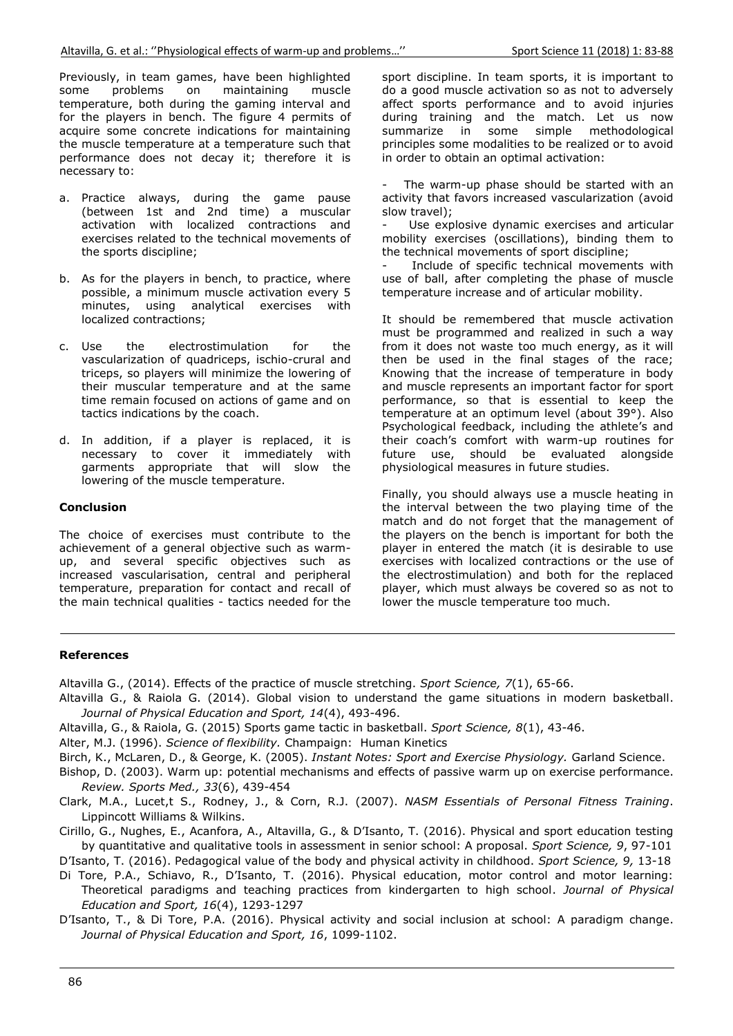Previously, in team games, have been highlighted some problems on maintaining muscle temperature, both during the gaming interval and for the players in bench. The figure 4 permits of acquire some concrete indications for maintaining the muscle temperature at a temperature such that performance does not decay it; therefore it is necessary to:

a. Practice always, during the game pause (between 1st and 2nd time) a muscular activation with localized contractions and exercises related to the technical movements of the sports discipline;

b. As for the players in bench, to practice, where possible, a minimum muscle activation every 5 minutes, using analytical exercises with localized contractions;

c. Use the electrostimulation for the vascularization of quadriceps, ischio-crural and triceps, so players will minimize the lowering of their muscular temperature and at the same time remain focused on actions of game and on tactics indications by the coach.

d. In addition, if a player is replaced, it is necessary to cover it immediately with garments appropriate that will slow the lowering of the muscle temperature.

## Conclusion

The choice of exercises must contribute to the achievement of a general objective such as warm-up, and several specific objectives such as increased vascularisation, central and peripheral temperature, preparation for contact and recall of the main technical qualities - tactics needed for the sport discipline. In team sports, it is important to do a good muscle activation so as not to adversely affect sports performance and to avoid injuries during training and the match. Let us now summarize in some simple methodological principles some modalities to be realized or to avoid in order to obtain an optimal activation:

- The warm-up phase should be started with an activity that favors increased vascularization (avoid slow travel);
- Use explosive dynamic exercises and articular mobility exercises (oscillations), binding them to the technical movements of sport discipline;
- Include of specific technical movements with use of ball, after completing the phase of muscle temperature increase and of articular mobility.

It should be remembered that muscle activation must be programmed and realized in such a way from it does not waste too much energy, as it will then be used in the final stages of the race; Knowing that the increase of temperature in body and muscle represents an important factor for sport performance, so that is essential to keep the temperature at an optimum level (about 39°). Also Psychological feedback, including the athlete's and their coach's comfort with warm-up routines for future use, should be evaluated alongside physiological measures in future studies.

Finally, you should always use a muscle heating in the interval between the two playing time of the match and do not forget that the management of the players on the bench is important for both the player in entered the match (it is desirable to use exercises with localized contractions or the use of the electrostimulation) and both for the replaced player, which must always be covered so as not to lower the muscle temperature too much.

## References

Altavilla G., (2014). Effects of the practice of muscle stretching. *Sport Science, 7*(1), 65-66.

Altavilla G., & Raiola G. (2014). Global vision to understand the game situations in modern basketball. *Journal of Physical Education and Sport, 14*(4), 493-496.

Altavilla, G., & Raiola, G. (2015) Sports game tactic in basketball. *Sport Science, 8*(1), 43-46.

Alter, M.J. (1996). *Science of flexibility.* Champaign: Human Kinetics

Birch, K., McLaren, D., & George, K. (2005). *Instant Notes: Sport and Exercise Physiology.* Garland Science.

Bishop, D. (2003). Warm up: potential mechanisms and effects of passive warm up on exercise performance. *Review. Sports Med., 33*(6), 439-454

Clark, M.A., Lucet,t S., Rodney, J., & Corn, R.J. (2007). *NASM Essentials of Personal Fitness Training*. Lippincott Williams & Wilkins.

Cirillo, G., Nughes, E., Acanfora, A., Altavilla, G., & D'Isanto, T. (2016). Physical and sport education testing by quantitative and qualitative tools in assessment in senior school: A proposal. *Sport Science, 9*, 97-101

D'Isanto, T. (2016). Pedagogical value of the body and physical activity in childhood. *Sport Science, 9,* 13-18

Di Tore, P.A., Schiavo, R., D'Isanto, T. (2016). Physical education, motor control and motor learning: Theoretical paradigms and teaching practices from kindergarten to high school. *Journal of Physical Education and Sport, 16*(4), 1293-1297

D'Isanto, T., & Di Tore, P.A. (2016). Physical activity and social inclusion at school: A paradigm change. *Journal of Physical Education and Sport, 16*, 1099-1102.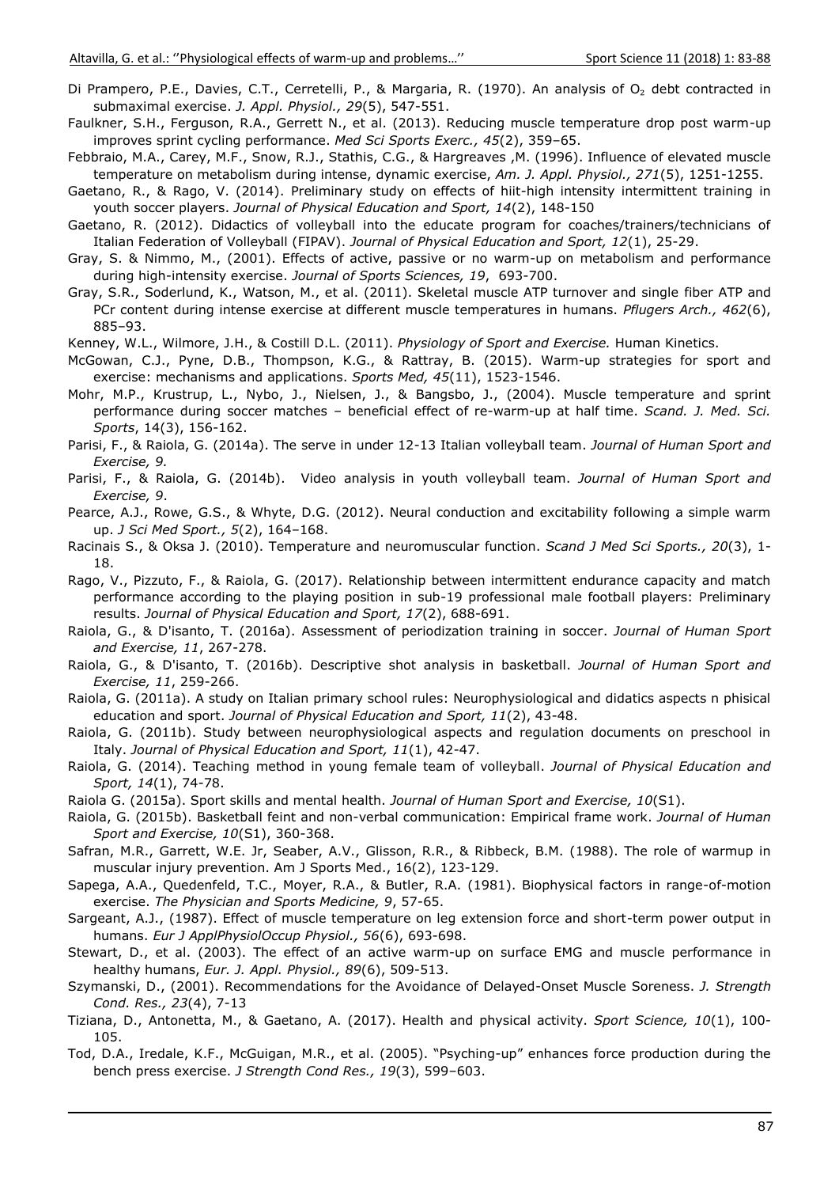Di Prampero, P.E., Davies, C.T., Cerretelli, P., & Margaria, R. (1970). An analysis of $O_2$ debt contracted in submaximal exercise. *J. Appl. Physiol., 29*(5), 547-551.

Faulkner, S.H., Ferguson, R.A., Gerrett N., et al. (2013). Reducing muscle temperature drop post warm-up improves sprint cycling performance. *Med Sci Sports Exerc., 45*(2), 359–65.

Febbraio, M.A., Carey, M.F., Snow, R.J., Stathis, C.G., & Hargreaves ,M. (1996). Influence of elevated muscle temperature on metabolism during intense, dynamic exercise, *Am. J. Appl. Physiol., 271*(5), 1251-1255.

Gaetano, R., & Rago, V. (2014). Preliminary study on effects of hiit-high intensity intermittent training in youth soccer players. *Journal of Physical Education and Sport, 14*(2), 148-150

Gaetano, R. (2012). Didactics of volleyball into the educate program for coaches/trainers/technicians of Italian Federation of Volleyball (FIPAV). *Journal of Physical Education and Sport, 12*(1), 25-29.

Gray, S. & Nimmo, M., (2001). Effects of active, passive or no warm-up on metabolism and performance during high-intensity exercise. *Journal of Sports Sciences, 19*, 693-700.

Gray, S.R., Soderlund, K., Watson, M., et al. (2011). Skeletal muscle ATP turnover and single fiber ATP and PCr content during intense exercise at different muscle temperatures in humans. *Pflugers Arch., 462*(6), 885–93.

Kenney, W.L., Wilmore, J.H., & Costill D.L. (2011). *Physiology of Sport and Exercise.* Human Kinetics.

McGowan, C.J., Pyne, D.B., Thompson, K.G., & Rattray, B. (2015). Warm-up strategies for sport and exercise: mechanisms and applications. *Sports Med, 45*(11), 1523-1546.

Mohr, M.P., Krustrup, L., Nybo, J., Nielsen, J., & Bangsbo, J., (2004). Muscle temperature and sprint performance during soccer matches – beneficial effect of re-warm-up at half time. *Scand. J. Med. Sci. Sports*, 14(3), 156-162.

Parisi, F., & Raiola, G. (2014a). The serve in under 12-13 Italian volleyball team. *Journal of Human Sport and Exercise, 9.*

Parisi, F., & Raiola, G. (2014b). Video analysis in youth volleyball team. *Journal of Human Sport and Exercise, 9*.

Pearce, A.J., Rowe, G.S., & Whyte, D.G. (2012). Neural conduction and excitability following a simple warm up. *J Sci Med Sport., 5*(2), 164–168.

Racinais S., & Oksa J. (2010). Temperature and neuromuscular function. *Scand J Med Sci Sports., 20*(3), 1-18.

Rago, V., Pizzuto, F., & Raiola, G. (2017). Relationship between intermittent endurance capacity and match performance according to the playing position in sub-19 professional male football players: Preliminary results. *Journal of Physical Education and Sport, 17*(2), 688-691.

Raiola, G., & D'isanto, T. (2016a). Assessment of periodization training in soccer. *Journal of Human Sport and Exercise, 11*, 267-278.

Raiola, G., & D'isanto, T. (2016b). Descriptive shot analysis in basketball. *Journal of Human Sport and Exercise, 11*, 259-266.

Raiola, G. (2011a). A study on Italian primary school rules: Neurophysiological and didatics aspects n phisical education and sport. *Journal of Physical Education and Sport, 11*(2), 43-48.

Raiola, G. (2011b). Study between neurophysiological aspects and regulation documents on preschool in Italy. *Journal of Physical Education and Sport, 11*(1), 42-47.

Raiola, G. (2014). Teaching method in young female team of volleyball. *Journal of Physical Education and Sport, 14*(1), 74-78.

Raiola G. (2015a). Sport skills and mental health. *Journal of Human Sport and Exercise, 10*(S1).

Raiola, G. (2015b). Basketball feint and non-verbal communication: Empirical frame work. *Journal of Human Sport and Exercise, 10*(S1), 360-368.

Safran, M.R., Garrett, W.E. Jr, Seaber, A.V., Glisson, R.R., & Ribbeck, B.M. (1988). The role of warmup in muscular injury prevention. Am J Sports Med., 16(2), 123-129.

Sapega, A.A., Quedenfeld, T.C., Moyer, R.A., & Butler, R.A. (1981). Biophysical factors in range-of-motion exercise. *The Physician and Sports Medicine, 9*, 57-65.

Sargeant, A.J., (1987). Effect of muscle temperature on leg extension force and short-term power output in humans. *Eur J ApplPhysiolOccup Physiol., 56*(6), 693-698.

Stewart, D., et al. (2003). The effect of an active warm-up on surface EMG and muscle performance in healthy humans, *Eur. J. Appl. Physiol., 89*(6), 509-513.

Szymanski, D., (2001). Recommendations for the Avoidance of Delayed-Onset Muscle Soreness. *J. Strength Cond. Res., 23*(4), 7-13

Tiziana, D., Antonetta, M., & Gaetano, A. (2017). Health and physical activity. *Sport Science, 10*(1), 100-105.

Tod, D.A., Iredale, K.F., McGuigan, M.R., et al. (2005). "Psyching-up" enhances force production during the bench press exercise. *J Strength Cond Res., 19*(3), 599–603.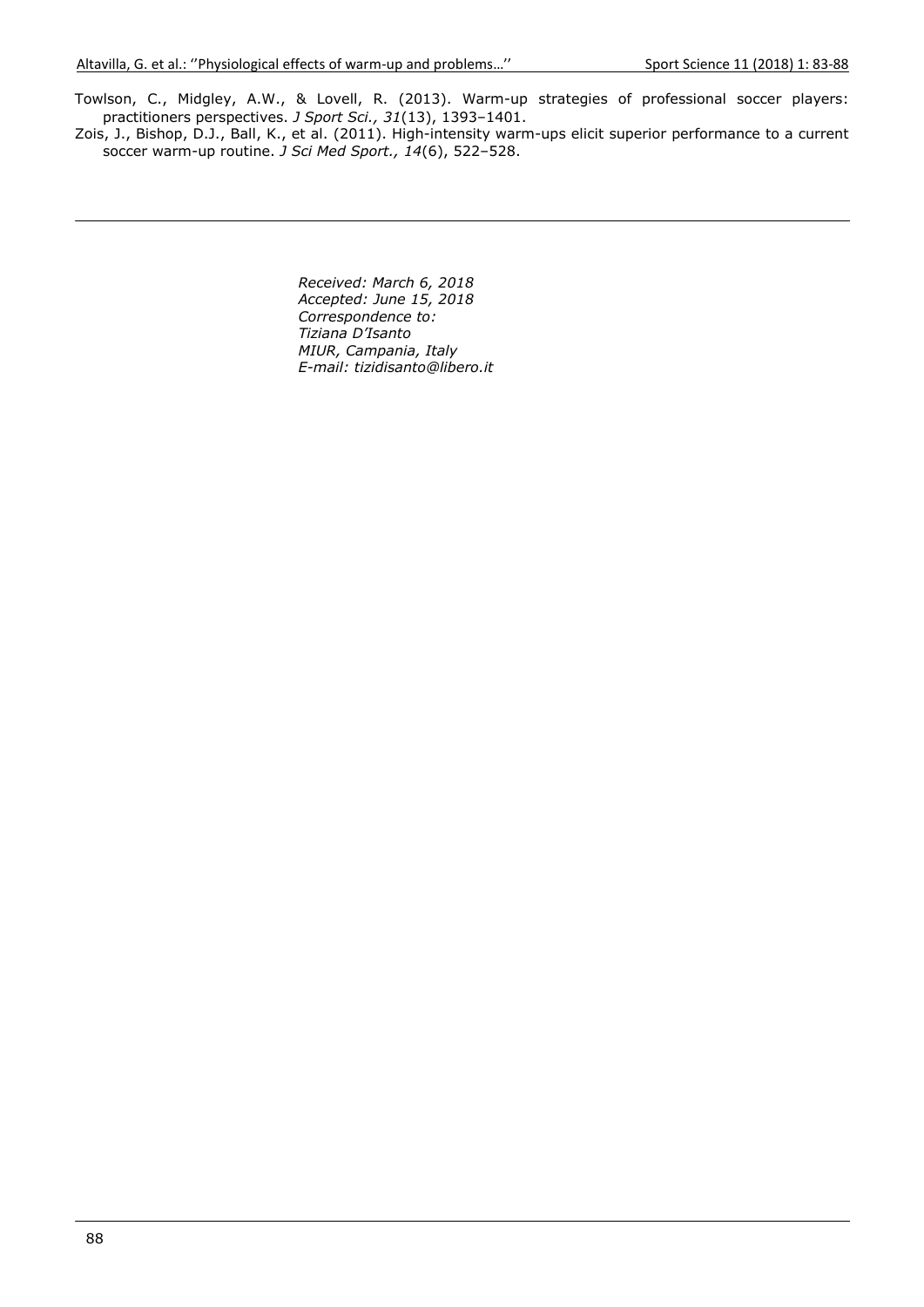Towlson, C., Midgley, A.W., & Lovell, R. (2013). Warm-up strategies of professional soccer players: practitioners perspectives. *J Sport Sci., 31*(13), 1393–1401.

Zois, J., Bishop, D.J., Ball, K., et al. (2011). High-intensity warm-ups elicit superior performance to a current soccer warm-up routine. *J Sci Med Sport., 14*(6), 522–528.

---

*Received: March 6, 2018*
*Accepted: June 15, 2018*
*Correspondence to:*
*Tiziana D'Isanto*
*MIUR, Campania, Italy*
*E-mail: tizidisanto@libero.it*